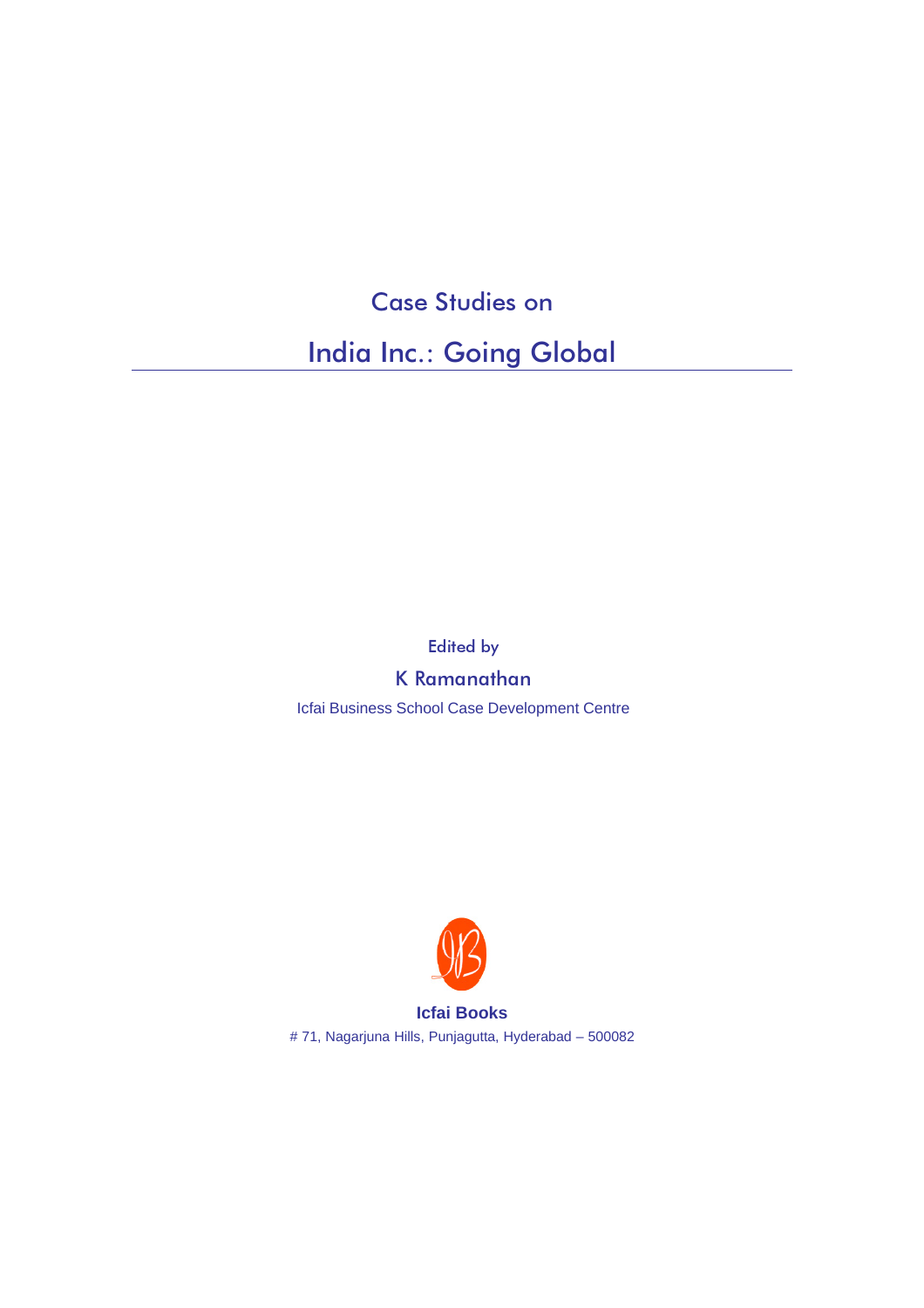Case Studies on

# India Inc.: Going Global

Edited by

K Ramanathan

Icfai Business School Case Development Centre

**Icfai Books**

# 71, Nagarjuna Hills, Punjagutta, Hyderabad – 500082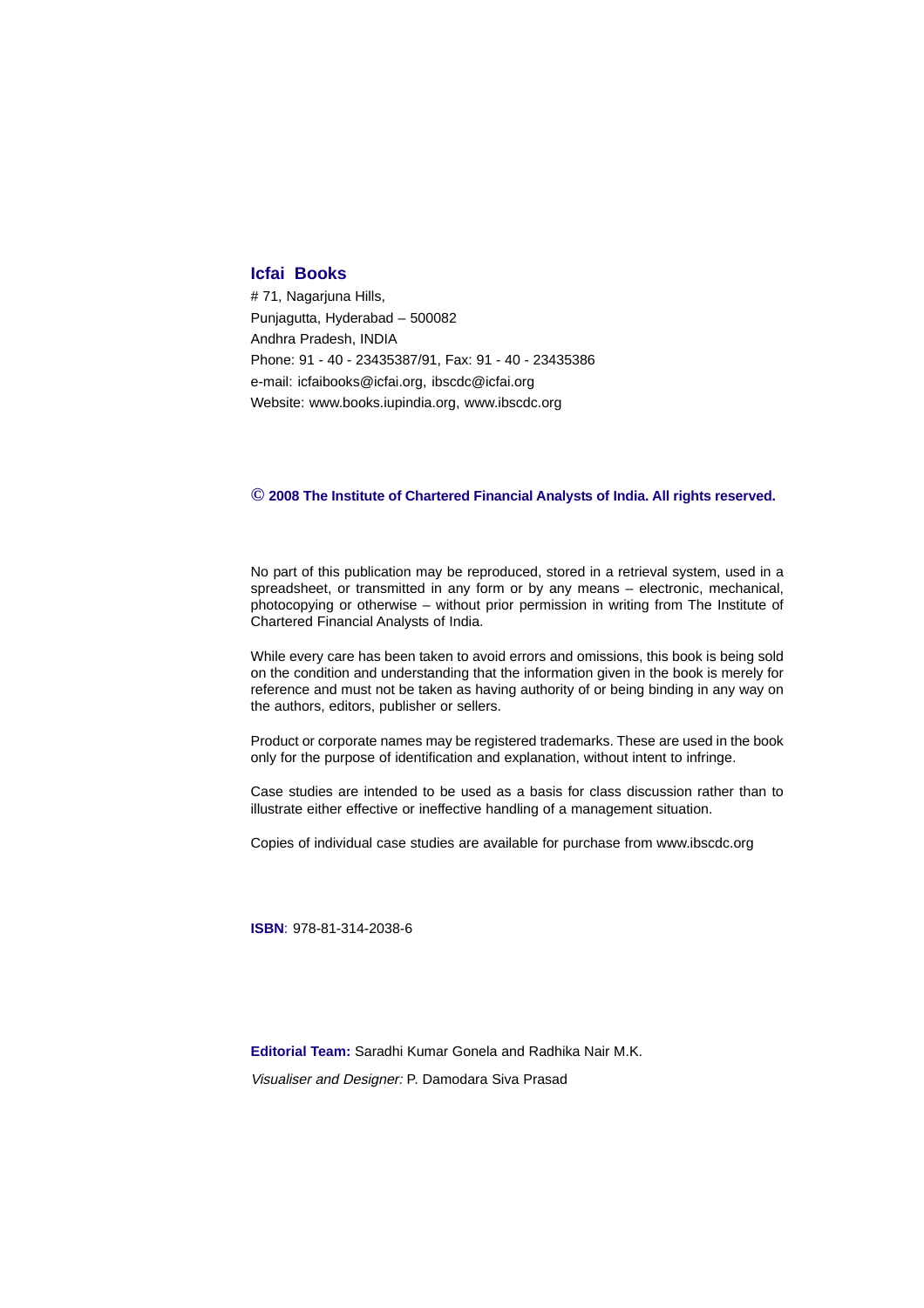**Icfai Books**

# 71, Nagarjuna Hills,
Punjagutta, Hyderabad – 500082
Andhra Pradesh, INDIA
Phone: 91 - 40 - 23435387/91, Fax: 91 - 40 - 23435386
e-mail: icfaibooks@icfai.org, ibscdc@icfai.org
Website: www.books.iupindia.org, www.ibscdc.org

**© 2008 The Institute of Chartered Financial Analysts of India. All rights reserved.**

No part of this publication may be reproduced, stored in a retrieval system, used in a spreadsheet, or transmitted in any form or by any means – electronic, mechanical, photocopying or otherwise – without prior permission in writing from The Institute of Chartered Financial Analysts of India.

While every care has been taken to avoid errors and omissions, this book is being sold on the condition and understanding that the information given in the book is merely for reference and must not be taken as having authority of or being binding in any way on the authors, editors, publisher or sellers.

Product or corporate names may be registered trademarks. These are used in the book only for the purpose of identification and explanation, without intent to infringe.

Case studies are intended to be used as a basis for class discussion rather than to illustrate either effective or ineffective handling of a management situation.

Copies of individual case studies are available for purchase from www.ibscdc.org

**ISBN**: 978-81-314-2038-6

**Editorial Team:** Saradhi Kumar Gonela and Radhika Nair M.K.

*Visualiser and Designer:* P. Damodara Siva Prasad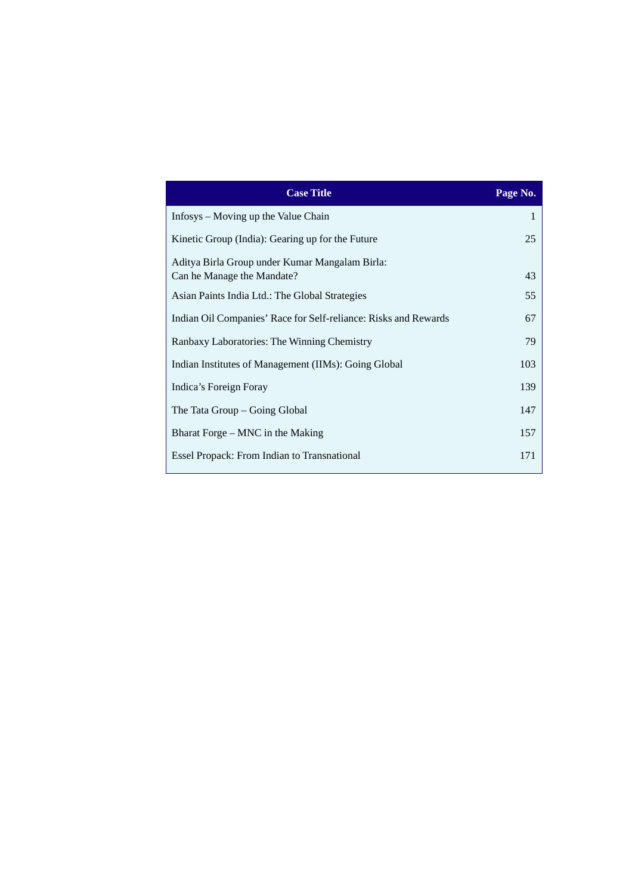| Case Title | Page No. |
|---|---|
| Infosys – Moving up the Value Chain | 1 |
| Kinetic Group (India): Gearing up for the Future | 25 |
| Aditya Birla Group under Kumar Mangalam Birla: Can he Manage the Mandate? | 43 |
| Asian Paints India Ltd.: The Global Strategies | 55 |
| Indian Oil Companies' Race for Self-reliance: Risks and Rewards | 67 |
| Ranbaxy Laboratories: The Winning Chemistry | 79 |
| Indian Institutes of Management (IIMs): Going Global | 103 |
| Indica's Foreign Foray | 139 |
| The Tata Group – Going Global | 147 |
| Bharat Forge – MNC in the Making | 157 |
| Essel Propack: From Indian to Transnational | 171 |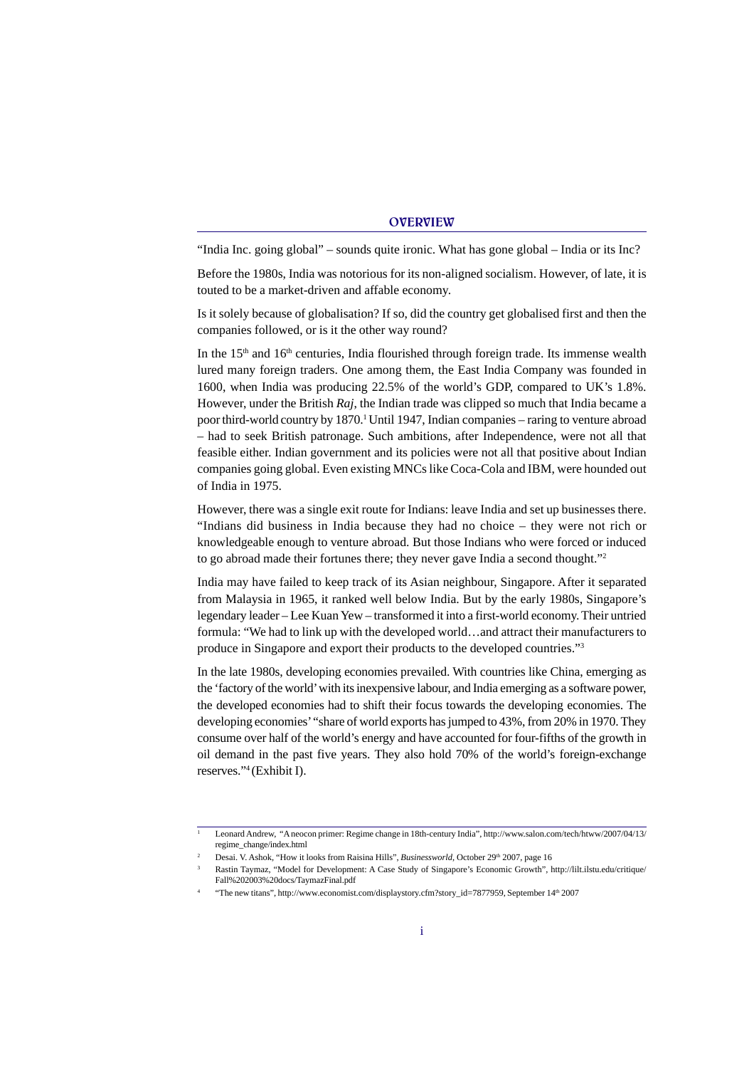## OVERVIEW

"India Inc. going global" – sounds quite ironic. What has gone global – India or its Inc?

Before the 1980s, India was notorious for its non-aligned socialism. However, of late, it is touted to be a market-driven and affable economy.

Is it solely because of globalisation? If so, did the country get globalised first and then the companies followed, or is it the other way round?

In the 15th and 16th centuries, India flourished through foreign trade. Its immense wealth lured many foreign traders. One among them, the East India Company was founded in 1600, when India was producing 22.5% of the world's GDP, compared to UK's 1.8%. However, under the British *Raj*, the Indian trade was clipped so much that India became a poor third-world country by 1870.[1] Until 1947, Indian companies – raring to venture abroad – had to seek British patronage. Such ambitions, after Independence, were not all that feasible either. Indian government and its policies were not all that positive about Indian companies going global. Even existing MNCs like Coca-Cola and IBM, were hounded out of India in 1975.

However, there was a single exit route for Indians: leave India and set up businesses there. "Indians did business in India because they had no choice – they were not rich or knowledgeable enough to venture abroad. But those Indians who were forced or induced to go abroad made their fortunes there; they never gave India a second thought."[2]

India may have failed to keep track of its Asian neighbour, Singapore. After it separated from Malaysia in 1965, it ranked well below India. But by the early 1980s, Singapore's legendary leader – Lee Kuan Yew – transformed it into a first-world economy. Their untried formula: "We had to link up with the developed world…and attract their manufacturers to produce in Singapore and export their products to the developed countries."[3]

In the late 1980s, developing economies prevailed. With countries like China, emerging as the 'factory of the world' with its inexpensive labour, and India emerging as a software power, the developed economies had to shift their focus towards the developing economies. The developing economies' "share of world exports has jumped to 43%, from 20% in 1970. They consume over half of the world's energy and have accounted for four-fifths of the growth in oil demand in the past five years. They also hold 70% of the world's foreign-exchange reserves."[4] (Exhibit I).

---

[1] Leonard Andrew, "A neocon primer: Regime change in 18th-century India", http://www.salon.com/tech/htww/2007/04/13/regime_change/index.html

[2] Desai. V. Ashok, "How it looks from Raisina Hills", *Businessworld*, October 29th 2007, page 16

[3] Rastin Taymaz, "Model for Development: A Case Study of Singapore's Economic Growth", http://lilt.ilstu.edu/critique/Fall%202003%20docs/TaymazFinal.pdf

[4] "The new titans", http://www.economist.com/displaystory.cfm?story_id=7877959, September 14th 2007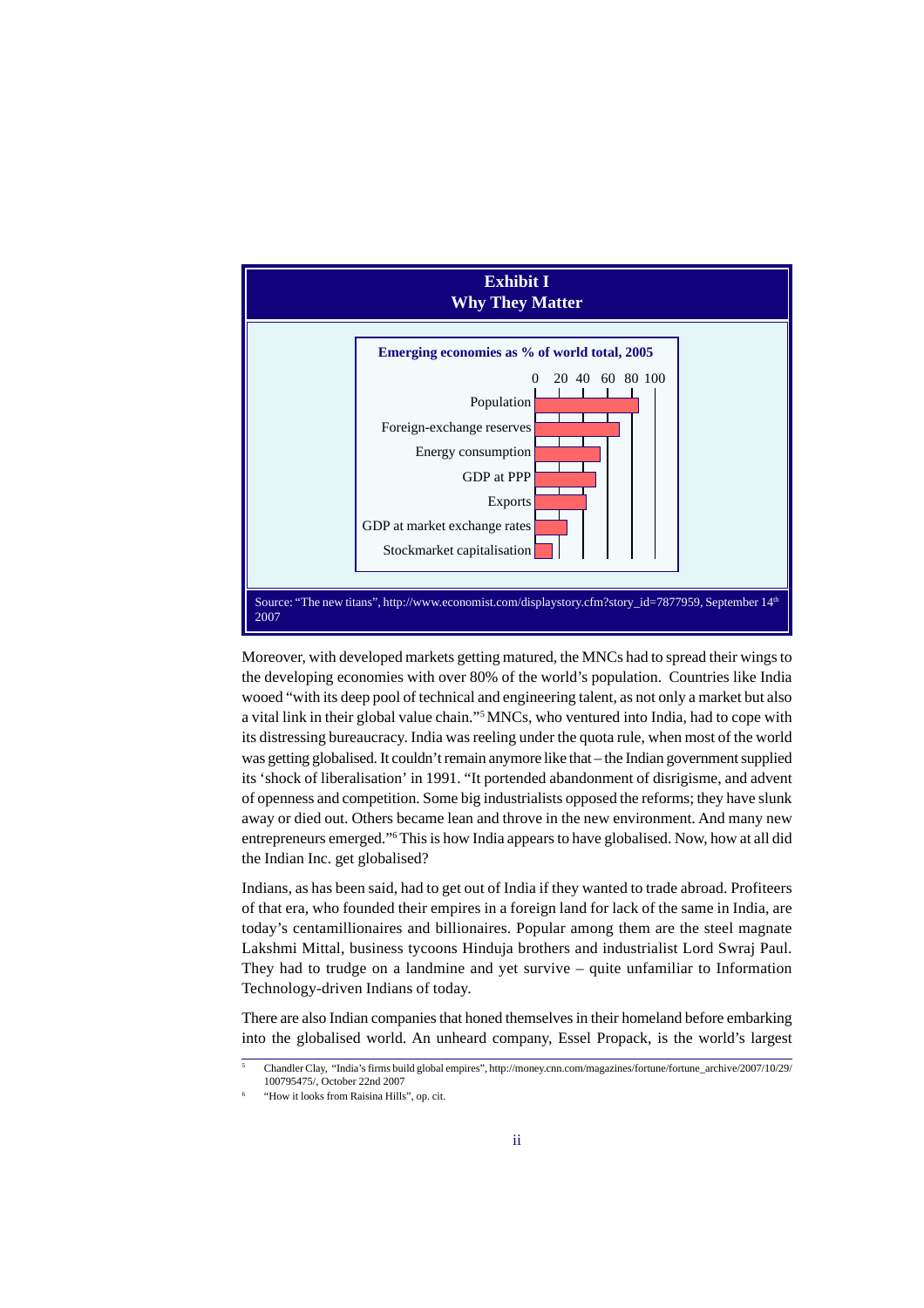**Exhibit I**
**Why They Matter**

**Emerging economies as % of world total, 2005**

| | 0 20 40 60 80 100 |
|---|---|
| Population | |
| Foreign-exchange reserves | |
| Energy consumption | |
| GDP at PPP | |
| Exports | |
| GDP at market exchange rates | |
| Stockmarket capitalisation | |

Source: "The new titans", http://www.economist.com/displaystory.cfm?story_id=7877959, September 14th 2007

Moreover, with developed markets getting matured, the MNCs had to spread their wings to the developing economies with over 80% of the world's population. Countries like India wooed "with its deep pool of technical and engineering talent, as not only a market but also a vital link in their global value chain."[5] MNCs, who ventured into India, had to cope with its distressing bureaucracy. India was reeling under the quota rule, when most of the world was getting globalised. It couldn't remain anymore like that – the Indian government supplied its 'shock of liberalisation' in 1991. "It portended abandonment of disrigisme, and advent of openness and competition. Some big industrialists opposed the reforms; they have slunk away or died out. Others became lean and throve in the new environment. And many new entrepreneurs emerged."[6] This is how India appears to have globalised. Now, how at all did the Indian Inc. get globalised?

Indians, as has been said, had to get out of India if they wanted to trade abroad. Profiteers of that era, who founded their empires in a foreign land for lack of the same in India, are today's centamillionaires and billionaires. Popular among them are the steel magnate Lakshmi Mittal, business tycoons Hinduja brothers and industrialist Lord Swraj Paul. They had to trudge on a landmine and yet survive – quite unfamiliar to Information Technology-driven Indians of today.

There are also Indian companies that honed themselves in their homeland before embarking into the globalised world. An unheard company, Essel Propack, is the world's largest

[5] Chandler Clay, "India's firms build global empires", http://money.cnn.com/magazines/fortune/fortune_archive/2007/10/29/100795475/, October 22nd 2007

[6] "How it looks from Raisina Hills", op. cit.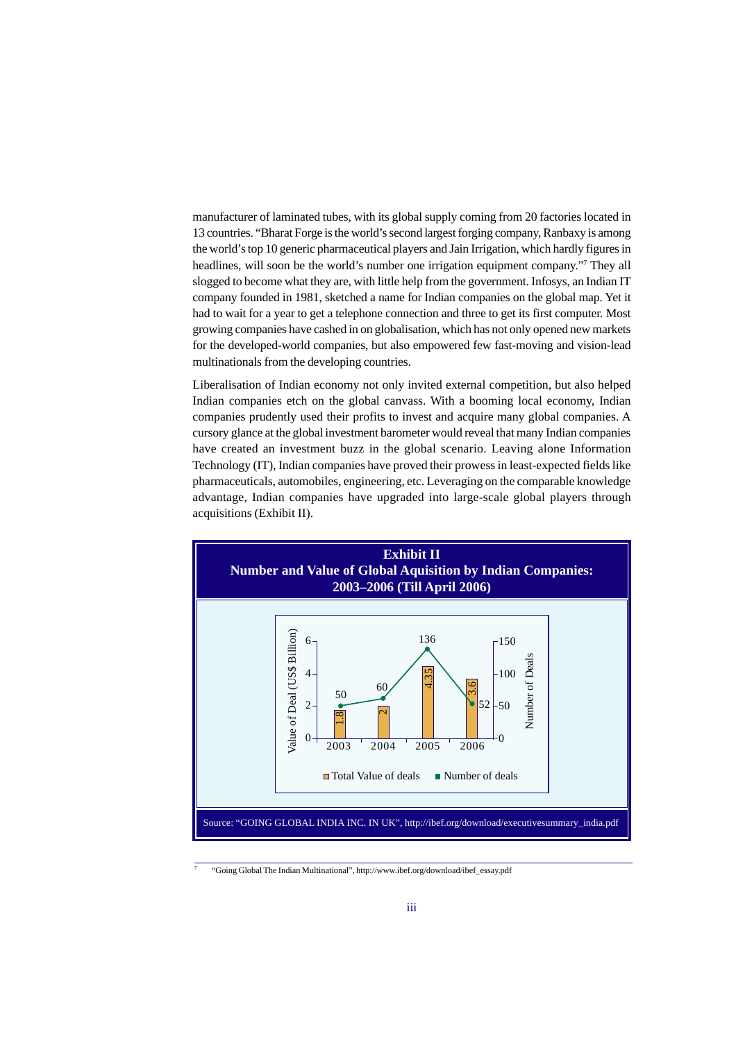manufacturer of laminated tubes, with its global supply coming from 20 factories located in 13 countries. "Bharat Forge is the world's second largest forging company, Ranbaxy is among the world's top 10 generic pharmaceutical players and Jain Irrigation, which hardly figures in headlines, will soon be the world's number one irrigation equipment company."[7] They all slogged to become what they are, with little help from the government. Infosys, an Indian IT company founded in 1981, sketched a name for Indian companies on the global map. Yet it had to wait for a year to get a telephone connection and three to get its first computer. Most growing companies have cashed in on globalisation, which has not only opened new markets for the developed-world companies, but also empowered few fast-moving and vision-lead multinationals from the developing countries.

Liberalisation of Indian economy not only invited external competition, but also helped Indian companies etch on the global canvass. With a booming local economy, Indian companies prudently used their profits to invest and acquire many global companies. A cursory glance at the global investment barometer would reveal that many Indian companies have created an investment buzz in the global scenario. Leaving alone Information Technology (IT), Indian companies have proved their prowess in least-expected fields like pharmaceuticals, automobiles, engineering, etc. Leveraging on the comparable knowledge advantage, Indian companies have upgraded into large-scale global players through acquisitions (Exhibit II).

**Exhibit II**
**Number and Value of Global Aquisition by Indian Companies: 2003–2006 (Till April 2006)**

| Year | Total Value of deals (US$ Billion) | Number of deals |
|---|---|---|
| 2003 | 1.8 | 50 |
| 2004 | 2 | 60 |
| 2005 | 4.35 | 136 |
| 2006 | 3.6 | 52 |

Source: "GOING GLOBAL INDIA INC. IN UK", http://ibef.org/download/executivesummary_india.pdf

[7] "Going Global The Indian Multinational", http://www.ibef.org/download/ibef_essay.pdf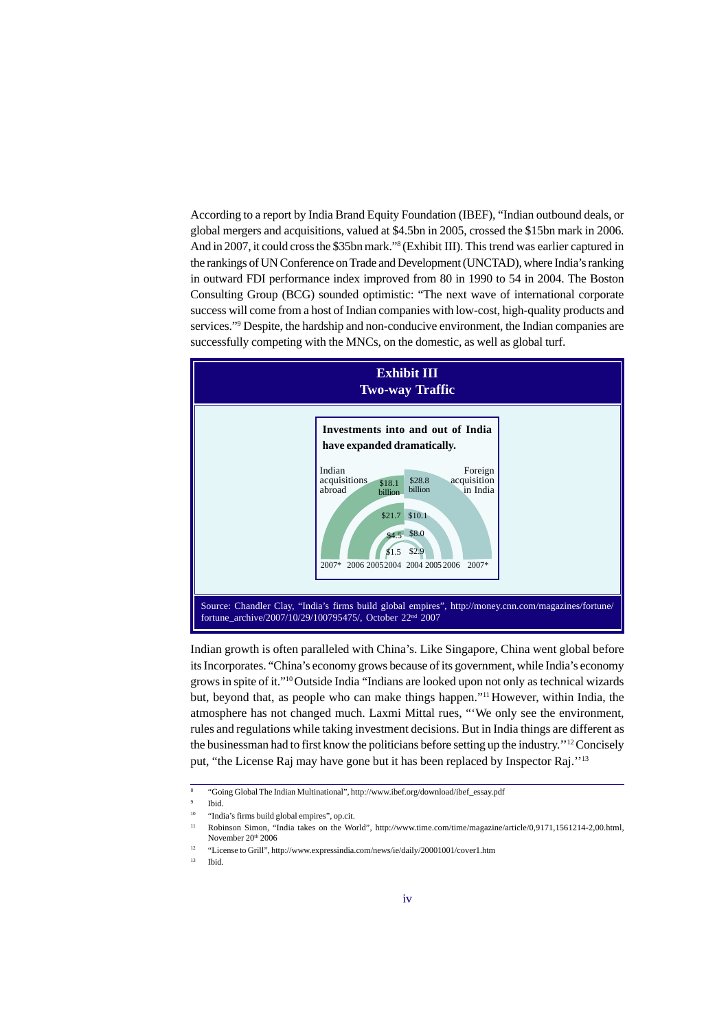According to a report by India Brand Equity Foundation (IBEF), "Indian outbound deals, or global mergers and acquisitions, valued at $4.5bn in 2005, crossed the $15bn mark in 2006. And in 2007, it could cross the $35bn mark."[8] (Exhibit III). This trend was earlier captured in the rankings of UN Conference on Trade and Development (UNCTAD), where India's ranking in outward FDI performance index improved from 80 in 1990 to 54 in 2004. The Boston Consulting Group (BCG) sounded optimistic: "The next wave of international corporate success will come from a host of Indian companies with low-cost, high-quality products and services."[9] Despite, the hardship and non-conducive environment, the Indian companies are successfully competing with the MNCs, on the domestic, as well as global turf.

**Exhibit III**
**Two-way Traffic**

**Investments into and out of India have expanded dramatically.**

Indian acquisitions abroad

Foreign acquisition in India

$18.1 billion

$28.8 billion

$21.7

$10.1

$4.5

$8.0

$1.5

$2.9

2007* 2006 2005 2004 2004 2005 2006 2007*

Source: Chandler Clay, "India's firms build global empires", http://money.cnn.com/magazines/fortune/fortune_archive/2007/10/29/100795475/, October 22nd 2007

Indian growth is often paralleled with China's. Like Singapore, China went global before its Incorporates. "China's economy grows because of its government, while India's economy grows in spite of it."[10] Outside India "Indians are looked upon not only as technical wizards but, beyond that, as people who can make things happen."[11] However, within India, the atmosphere has not changed much. Laxmi Mittal rues, "'We only see the environment, rules and regulations while taking investment decisions. But in India things are different as the businessman had to first know the politicians before setting up the industry.''[12] Concisely put, "the License Raj may have gone but it has been replaced by Inspector Raj.''[13]

---

[8] "Going Global The Indian Multinational", http://www.ibef.org/download/ibef_essay.pdf

[9] Ibid.

[10] "India's firms build global empires", op.cit.

[11] Robinson Simon, "India takes on the World", http://www.time.com/time/magazine/article/0,9171,1561214-2,00.html, November 20th 2006

[12] "License to Grill", http://www.expressindia.com/news/ie/daily/20001001/cover1.htm

[13] Ibid.